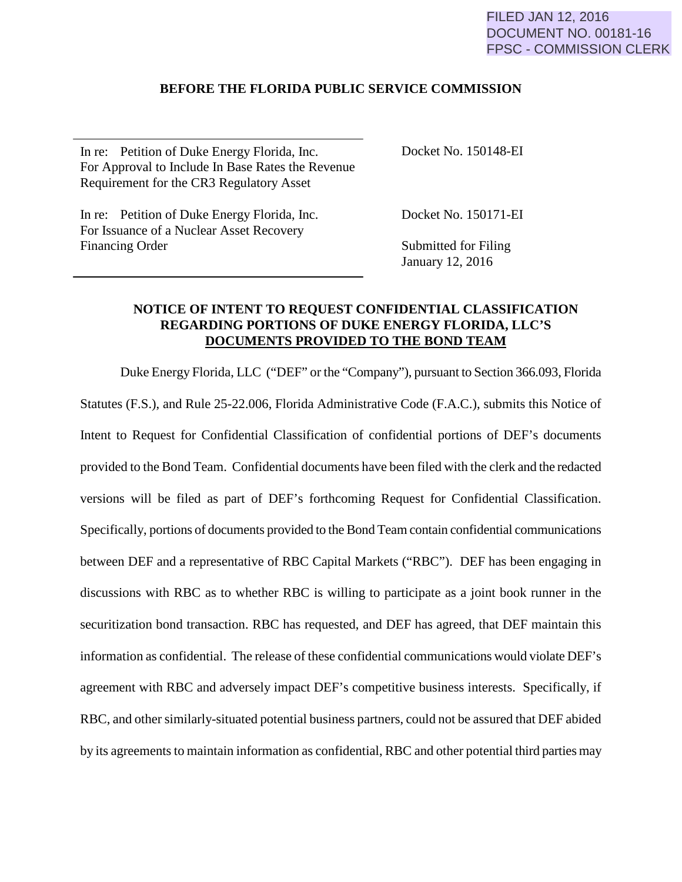FILED JAN 12, 2016
DOCUMENT NO. 00181-16
FPSC - COMMISSION CLERK

**BEFORE THE FLORIDA PUBLIC SERVICE COMMISSION**

| | |
|---|---|
| In re: Petition of Duke Energy Florida, Inc. For Approval to Include In Base Rates the Revenue Requirement for the CR3 Regulatory Asset | Docket No. 150148-EI |
| In re: Petition of Duke Energy Florida, Inc. For Issuance of a Nuclear Asset Recovery Financing Order | Docket No. 150171-EI<br><br>Submitted for Filing<br>January 12, 2016 |

**NOTICE OF INTENT TO REQUEST CONFIDENTIAL CLASSIFICATION REGARDING PORTIONS OF DUKE ENERGY FLORIDA, LLC'S <u>DOCUMENTS PROVIDED TO THE BOND TEAM</u>**

Duke Energy Florida, LLC ("DEF" or the "Company"), pursuant to Section 366.093, Florida Statutes (F.S.), and Rule 25-22.006, Florida Administrative Code (F.A.C.), submits this Notice of Intent to Request for Confidential Classification of confidential portions of DEF's documents provided to the Bond Team. Confidential documents have been filed with the clerk and the redacted versions will be filed as part of DEF's forthcoming Request for Confidential Classification. Specifically, portions of documents provided to the Bond Team contain confidential communications between DEF and a representative of RBC Capital Markets ("RBC"). DEF has been engaging in discussions with RBC as to whether RBC is willing to participate as a joint book runner in the securitization bond transaction. RBC has requested, and DEF has agreed, that DEF maintain this information as confidential. The release of these confidential communications would violate DEF's agreement with RBC and adversely impact DEF's competitive business interests. Specifically, if RBC, and other similarly-situated potential business partners, could not be assured that DEF abided by its agreements to maintain information as confidential, RBC and other potential third parties may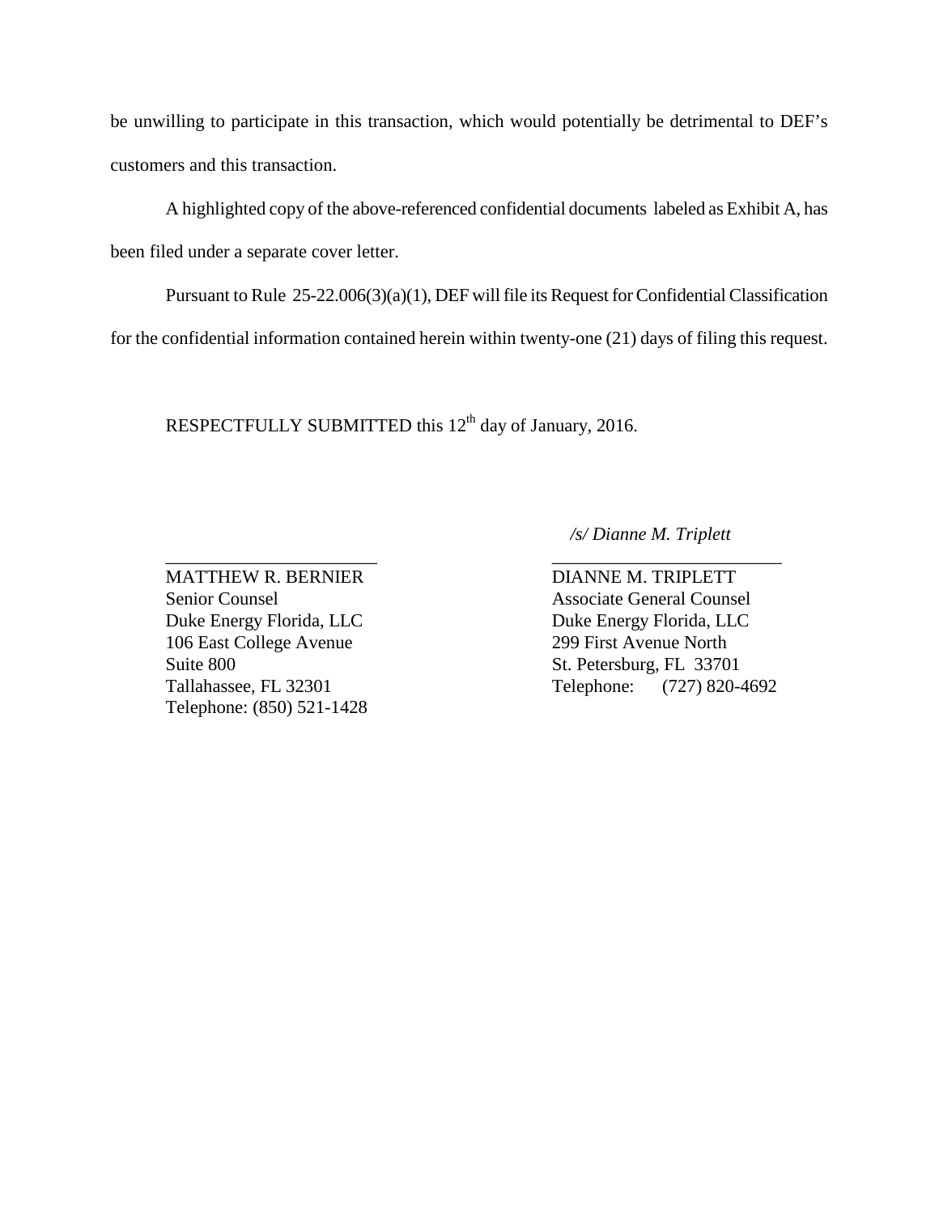be unwilling to participate in this transaction, which would potentially be detrimental to DEF's customers and this transaction.

A highlighted copy of the above-referenced confidential documents labeled as Exhibit A, has been filed under a separate cover letter.

Pursuant to Rule 25-22.006(3)(a)(1), DEF will file its Request for Confidential Classification for the confidential information contained herein within twenty-one (21) days of filing this request.

RESPECTFULLY SUBMITTED this 12th day of January, 2016.

_______________________
MATTHEW R. BERNIER
Senior Counsel
Duke Energy Florida, LLC
106 East College Avenue
Suite 800
Tallahassee, FL 32301
Telephone: (850) 521-1428

*/s/ Dianne M. Triplett*
_______________________
DIANNE M. TRIPLETT
Associate General Counsel
Duke Energy Florida, LLC
299 First Avenue North
St. Petersburg, FL 33701
Telephone: (727) 820-4692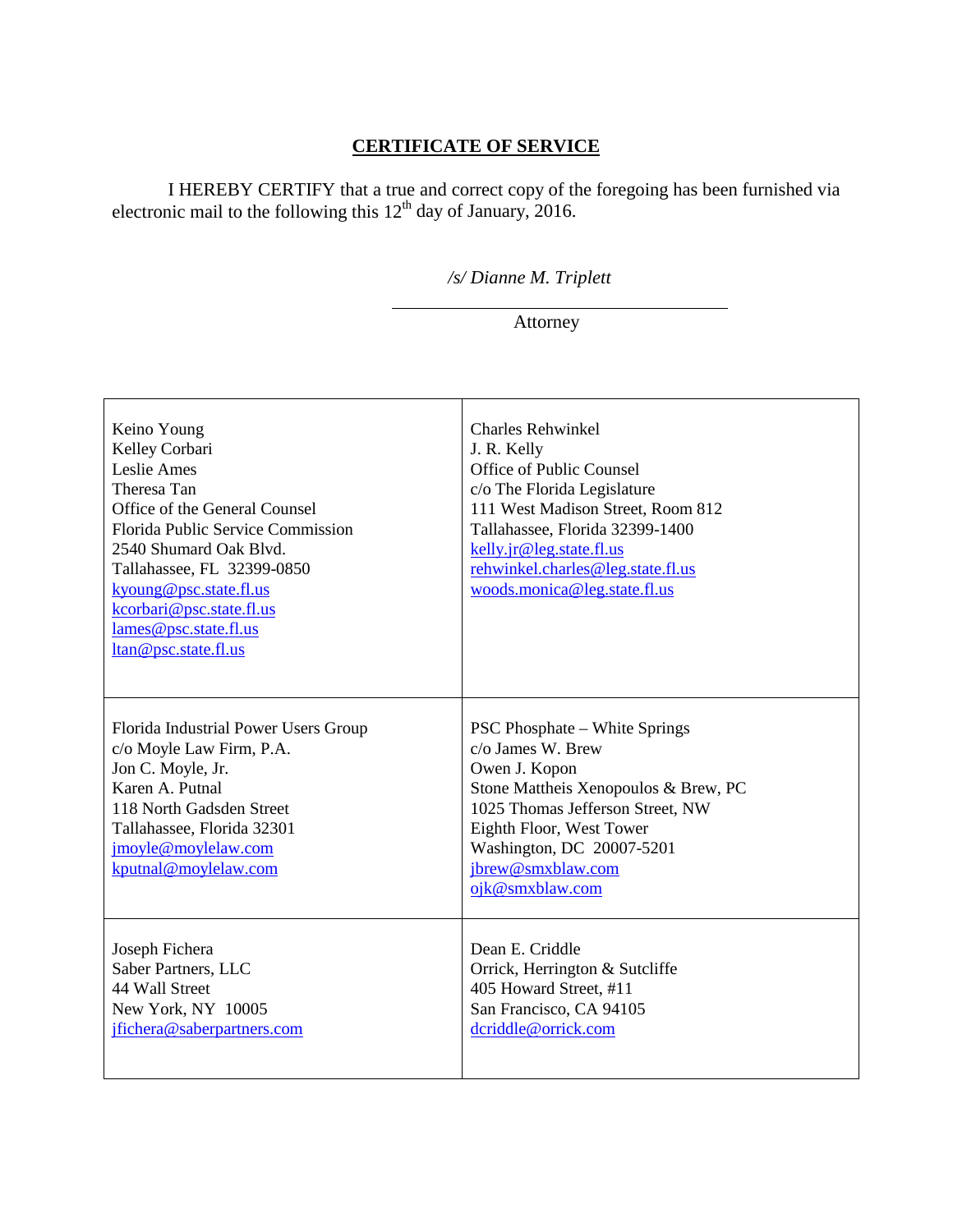## CERTIFICATE OF SERVICE

I HEREBY CERTIFY that a true and correct copy of the foregoing has been furnished via electronic mail to the following this 12th day of January, 2016.

*/s/ Dianne M. Triplett*

Attorney

| | |
|---|---|
| Keino Young<br>Kelley Corbari<br>Leslie Ames<br>Theresa Tan<br>Office of the General Counsel<br>Florida Public Service Commission<br>2540 Shumard Oak Blvd.<br>Tallahassee, FL 32399-0850<br>kyoung@psc.state.fl.us<br>kcorbari@psc.state.fl.us<br>lames@psc.state.fl.us<br>ltan@psc.state.fl.us | Charles Rehwinkel<br>J. R. Kelly<br>Office of Public Counsel<br>c/o The Florida Legislature<br>111 West Madison Street, Room 812<br>Tallahassee, Florida 32399-1400<br>kelly.jr@leg.state.fl.us<br>rehwinkel.charles@leg.state.fl.us<br>woods.monica@leg.state.fl.us |
| Florida Industrial Power Users Group<br>c/o Moyle Law Firm, P.A.<br>Jon C. Moyle, Jr.<br>Karen A. Putnal<br>118 North Gadsden Street<br>Tallahassee, Florida 32301<br>jmoyle@moylelaw.com<br>kputnal@moylelaw.com | PSC Phosphate – White Springs<br>c/o James W. Brew<br>Owen J. Kopon<br>Stone Mattheis Xenopoulos & Brew, PC<br>1025 Thomas Jefferson Street, NW<br>Eighth Floor, West Tower<br>Washington, DC 20007-5201<br>jbrew@smxblaw.com<br>ojk@smxblaw.com |
| Joseph Fichera<br>Saber Partners, LLC<br>44 Wall Street<br>New York, NY 10005<br>jfichera@saberpartners.com | Dean E. Criddle<br>Orrick, Herrington & Sutcliffe<br>405 Howard Street, #11<br>San Francisco, CA 94105<br>dcriddle@orrick.com |